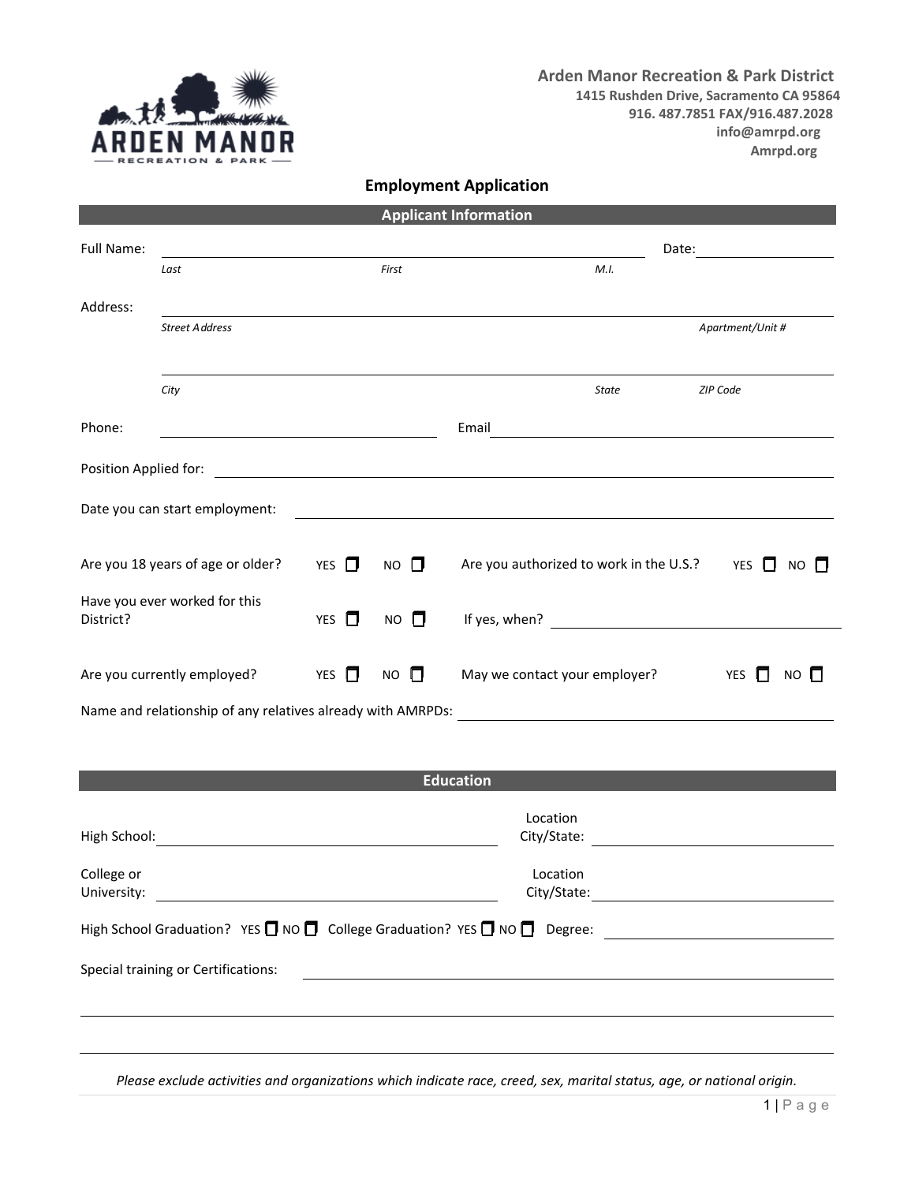**Arden Manor Recreation & Park District**
1415 Rushden Drive, Sacramento CA 95864
916. 487.7851 FAX/916.487.2028
info@amrpd.org
Amrpd.org

# Employment Application

## Applicant Information

Full Name: ______________________________________________ Date: ______________
*Last* *First* *M.I.*

Address: ______________________________________________
*Street Address* *Apartment/Unit #*

______________________________________________
*City* *State* *ZIP Code*

Phone: ____________________ Email ____________________

Position Applied for: ______________________________________________

Date you can start employment: ______________________________________________

Are you 18 years of age or older? YES ☐ NO ☐ Are you authorized to work in the U.S.? YES ☐ NO ☐

Have you ever worked for this District? YES ☐ NO ☐ If yes, when? ____________________

Are you currently employed? YES ☐ NO ☐ May we contact your employer? YES ☐ NO ☐

Name and relationship of any relatives already with AMRPDs: ____________________

## Education

High School: ____________________ Location City/State: ____________________

College or University: ____________________ Location City/State: ____________________

High School Graduation? YES ☐ NO ☐ College Graduation? YES ☐ NO ☐ Degree: ____________________

Special training or Certifications: ______________________________________________

______________________________________________

______________________________________________

*Please exclude activities and organizations which indicate race, creed, sex, marital status, age, or national origin.*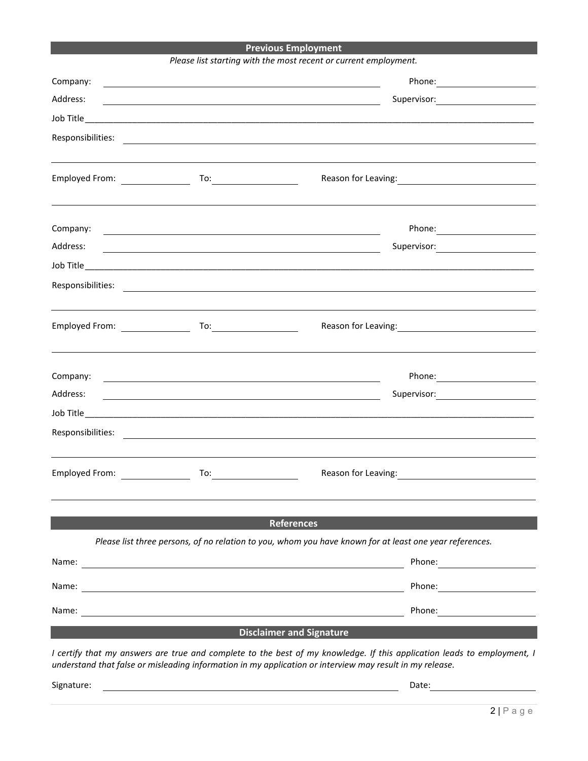## Previous Employment

*Please list starting with the most recent or current employment.*

Company: ______________________________ Phone: ______________

Address: ______________________________ Supervisor: ______________

Job Title ______________________________________________

Responsibilities: ______________________________________________

______________________________________________

Employed From: ____________ To: ____________ Reason for Leaving: ______________

______________________________________________

Company: ______________________________ Phone: ______________

Address: ______________________________ Supervisor: ______________

Job Title ______________________________________________

Responsibilities: ______________________________________________

______________________________________________

Employed From: ____________ To: ____________ Reason for Leaving: ______________

______________________________________________

Company: ______________________________ Phone: ______________

Address: ______________________________ Supervisor: ______________

Job Title ______________________________________________

Responsibilities: ______________________________________________

______________________________________________

Employed From: ____________ To: ____________ Reason for Leaving: ______________

______________________________________________

## References

*Please list three persons, of no relation to you, whom you have known for at least one year references.*

Name: ______________________________ Phone: ______________

Name: ______________________________ Phone: ______________

Name: ______________________________ Phone: ______________

## Disclaimer and Signature

*I certify that my answers are true and complete to the best of my knowledge. If this application leads to employment, I understand that false or misleading information in my application or interview may result in my release.*

Signature: ______________________________ Date: ______________